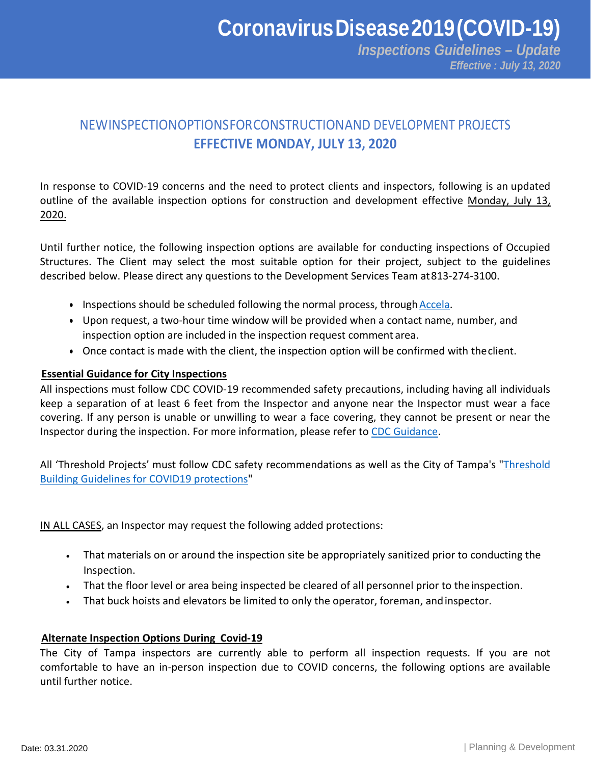# Coronavirus Disease 2019 (COVID-19)

***Inspections Guidelines – Update***

***Effective : July 13, 2020***

## NEW INSPECTION OPTIONS FOR CONSTRUCTION AND DEVELOPMENT PROJECTS

## **EFFECTIVE MONDAY, JULY 13, 2020**

In response to COVID-19 concerns and the need to protect clients and inspectors, following is an updated outline of the available inspection options for construction and development effective Monday, July 13, 2020.

Until further notice, the following inspection options are available for conducting inspections of Occupied Structures. The Client may select the most suitable option for their project, subject to the guidelines described below. Please direct any questions to the Development Services Team at 813-274-3100.

- Inspections should be scheduled following the normal process, through Accela.
- Upon request, a two-hour time window will be provided when a contact name, number, and inspection option are included in the inspection request comment area.
- Once contact is made with the client, the inspection option will be confirmed with the client.

**Essential Guidance for City Inspections**

All inspections must follow CDC COVID-19 recommended safety precautions, including having all individuals keep a separation of at least 6 feet from the Inspector and anyone near the Inspector must wear a face covering. If any person is unable or unwilling to wear a face covering, they cannot be present or near the Inspector during the inspection. For more information, please refer to CDC Guidance.

All 'Threshold Projects' must follow CDC safety recommendations as well as the City of Tampa's "Threshold Building Guidelines for COVID19 protections"

IN ALL CASES, an Inspector may request the following added protections:

- That materials on or around the inspection site be appropriately sanitized prior to conducting the Inspection.
- That the floor level or area being inspected be cleared of all personnel prior to the inspection.
- That buck hoists and elevators be limited to only the operator, foreman, and inspector.

**Alternate Inspection Options During Covid-19**

The City of Tampa inspectors are currently able to perform all inspection requests. If you are not comfortable to have an in-person inspection due to COVID concerns, the following options are available until further notice.

Date: 03.31.2020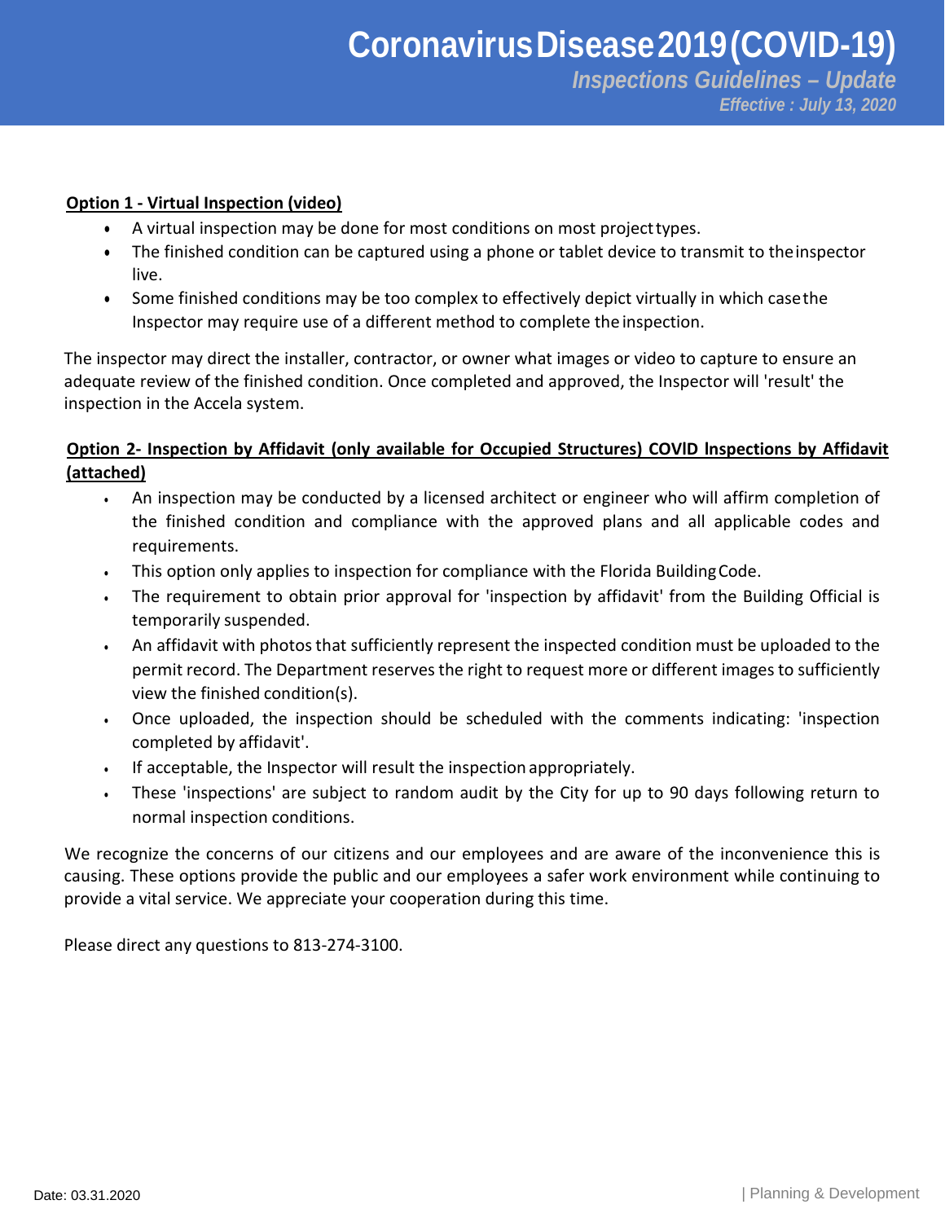# Coronavirus Disease 2019 (COVID-19)

*Inspections Guidelines – Update*

*Effective : July 13, 2020*

**Option 1 - Virtual Inspection (video)**

- A virtual inspection may be done for most conditions on most project types.
- The finished condition can be captured using a phone or tablet device to transmit to the inspector live.
- Some finished conditions may be too complex to effectively depict virtually in which case the Inspector may require use of a different method to complete the inspection.

The inspector may direct the installer, contractor, or owner what images or video to capture to ensure an adequate review of the finished condition. Once completed and approved, the Inspector will 'result' the inspection in the Accela system.

**Option 2- Inspection by Affidavit (only available for Occupied Structures) COVID Inspections by Affidavit (attached)**

- An inspection may be conducted by a licensed architect or engineer who will affirm completion of the finished condition and compliance with the approved plans and all applicable codes and requirements.
- This option only applies to inspection for compliance with the Florida Building Code.
- The requirement to obtain prior approval for 'inspection by affidavit' from the Building Official is temporarily suspended.
- An affidavit with photos that sufficiently represent the inspected condition must be uploaded to the permit record. The Department reserves the right to request more or different images to sufficiently view the finished condition(s).
- Once uploaded, the inspection should be scheduled with the comments indicating: 'inspection completed by affidavit'.
- If acceptable, the Inspector will result the inspection appropriately.
- These 'inspections' are subject to random audit by the City for up to 90 days following return to normal inspection conditions.

We recognize the concerns of our citizens and our employees and are aware of the inconvenience this is causing. These options provide the public and our employees a safer work environment while continuing to provide a vital service. We appreciate your cooperation during this time.

Please direct any questions to 813-274-3100.

Date: 03.31.2020

| Planning & Development